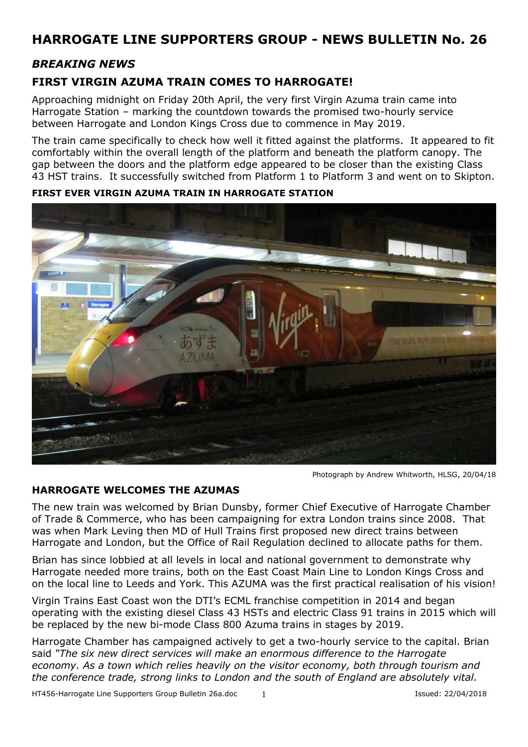# HARROGATE LINE SUPPORTERS GROUP - NEWS BULLETIN No. 26

## *BREAKING NEWS*

## FIRST VIRGIN AZUMA TRAIN COMES TO HARROGATE!

Approaching midnight on Friday 20th April, the very first Virgin Azuma train came into Harrogate Station – marking the countdown towards the promised two-hourly service between Harrogate and London Kings Cross due to commence in May 2019.

The train came specifically to check how well it fitted against the platforms. It appeared to fit comfortably within the overall length of the platform and beneath the platform canopy. The gap between the doors and the platform edge appeared to be closer than the existing Class 43 HST trains. It successfully switched from Platform 1 to Platform 3 and went on to Skipton.

**FIRST EVER VIRGIN AZUMA TRAIN IN HARROGATE STATION**

Photograph by Andrew Whitworth, HLSG, 20/04/18

### HARROGATE WELCOMES THE AZUMAS

The new train was welcomed by Brian Dunsby, former Chief Executive of Harrogate Chamber of Trade & Commerce, who has been campaigning for extra London trains since 2008. That was when Mark Leving then MD of Hull Trains first proposed new direct trains between Harrogate and London, but the Office of Rail Regulation declined to allocate paths for them.

Brian has since lobbied at all levels in local and national government to demonstrate why Harrogate needed more trains, both on the East Coast Main Line to London Kings Cross and on the local line to Leeds and York. This AZUMA was the first practical realisation of his vision!

Virgin Trains East Coast won the DTI's ECML franchise competition in 2014 and began operating with the existing diesel Class 43 HSTs and electric Class 91 trains in 2015 which will be replaced by the new bi-mode Class 800 Azuma trains in stages by 2019.

Harrogate Chamber has campaigned actively to get a two-hourly service to the capital. Brian said *"The six new direct services will make an enormous difference to the Harrogate economy. As a town which relies heavily on the visitor economy, both through tourism and the conference trade, strong links to London and the south of England are absolutely vital.*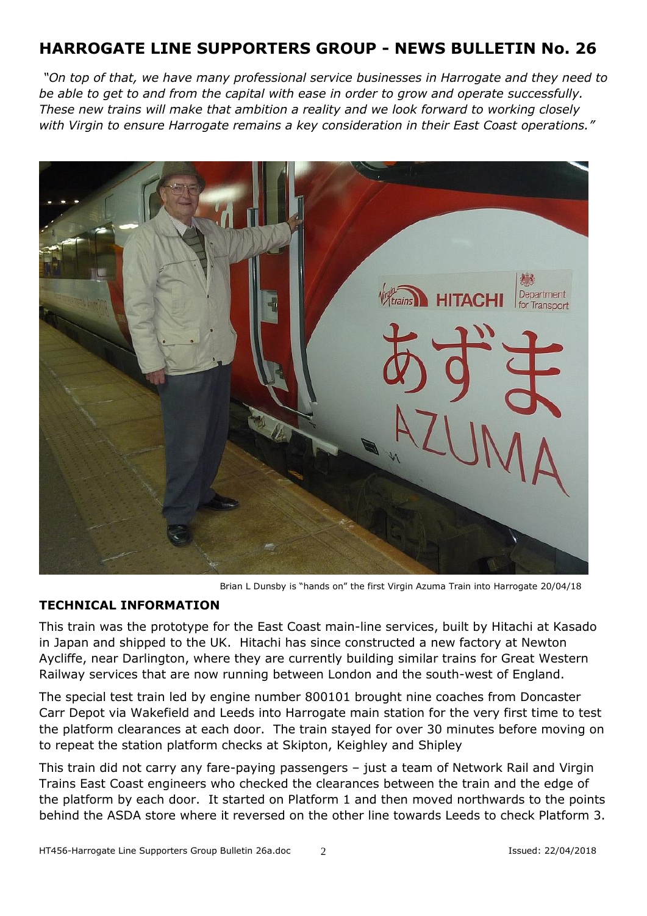# HARROGATE LINE SUPPORTERS GROUP - NEWS BULLETIN No. 26

*"On top of that, we have many professional service businesses in Harrogate and they need to be able to get to and from the capital with ease in order to grow and operate successfully. These new trains will make that ambition a reality and we look forward to working closely with Virgin to ensure Harrogate remains a key consideration in their East Coast operations."*

Brian L Dunsby is "hands on" the first Virgin Azuma Train into Harrogate 20/04/18

### TECHNICAL INFORMATION

This train was the prototype for the East Coast main-line services, built by Hitachi at Kasado in Japan and shipped to the UK. Hitachi has since constructed a new factory at Newton Aycliffe, near Darlington, where they are currently building similar trains for Great Western Railway services that are now running between London and the south-west of England.

The special test train led by engine number 800101 brought nine coaches from Doncaster Carr Depot via Wakefield and Leeds into Harrogate main station for the very first time to test the platform clearances at each door. The train stayed for over 30 minutes before moving on to repeat the station platform checks at Skipton, Keighley and Shipley

This train did not carry any fare-paying passengers – just a team of Network Rail and Virgin Trains East Coast engineers who checked the clearances between the train and the edge of the platform by each door. It started on Platform 1 and then moved northwards to the points behind the ASDA store where it reversed on the other line towards Leeds to check Platform 3.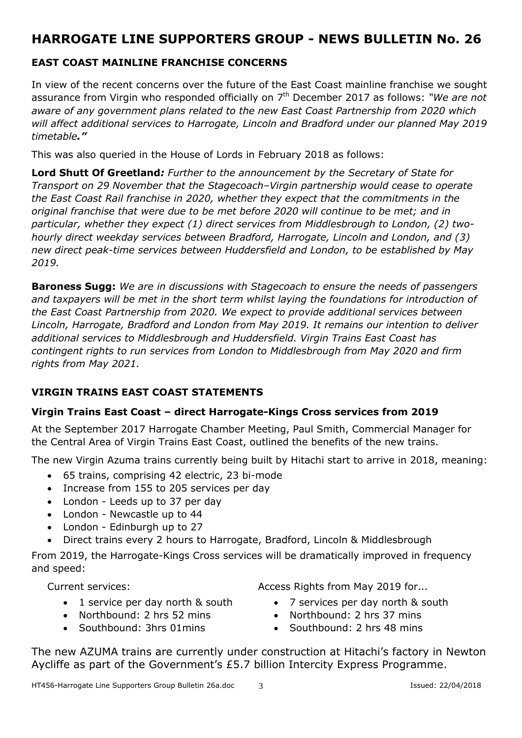# HARROGATE LINE SUPPORTERS GROUP - NEWS BULLETIN No. 26

## EAST COAST MAINLINE FRANCHISE CONCERNS

In view of the recent concerns over the future of the East Coast mainline franchise we sought assurance from Virgin who responded officially on 7th December 2017 as follows: *"We are not aware of any government plans related to the new East Coast Partnership from 2020 which will affect additional services to Harrogate, Lincoln and Bradford under our planned May 2019 timetable."*

This was also queried in the House of Lords in February 2018 as follows:

**Lord Shutt Of Greetland***: Further to the announcement by the Secretary of State for Transport on 29 November that the Stagecoach–Virgin partnership would cease to operate the East Coast Rail franchise in 2020, whether they expect that the commitments in the original franchise that were due to be met before 2020 will continue to be met; and in particular, whether they expect (1) direct services from Middlesbrough to London, (2) two-hourly direct weekday services between Bradford, Harrogate, Lincoln and London, and (3) new direct peak-time services between Huddersfield and London, to be established by May 2019.*

**Baroness Sugg:** *We are in discussions with Stagecoach to ensure the needs of passengers and taxpayers will be met in the short term whilst laying the foundations for introduction of the East Coast Partnership from 2020. We expect to provide additional services between Lincoln, Harrogate, Bradford and London from May 2019. It remains our intention to deliver additional services to Middlesbrough and Huddersfield. Virgin Trains East Coast has contingent rights to run services from London to Middlesbrough from May 2020 and firm rights from May 2021.*

## VIRGIN TRAINS EAST COAST STATEMENTS

### Virgin Trains East Coast – direct Harrogate-Kings Cross services from 2019

At the September 2017 Harrogate Chamber Meeting, Paul Smith, Commercial Manager for the Central Area of Virgin Trains East Coast, outlined the benefits of the new trains.

The new Virgin Azuma trains currently being built by Hitachi start to arrive in 2018, meaning:

- 65 trains, comprising 42 electric, 23 bi-mode
- Increase from 155 to 205 services per day
- London - Leeds up to 37 per day
- London - Newcastle up to 44
- London - Edinburgh up to 27
- Direct trains every 2 hours to Harrogate, Bradford, Lincoln & Middlesbrough

From 2019, the Harrogate-Kings Cross services will be dramatically improved in frequency and speed:

Current services:

- 1 service per day north & south
- Northbound: 2 hrs 52 mins
- Southbound: 3hrs 01mins

Access Rights from May 2019 for...

- 7 services per day north & south
- Northbound: 2 hrs 37 mins
- Southbound: 2 hrs 48 mins

The new AZUMA trains are currently under construction at Hitachi's factory in Newton Aycliffe as part of the Government's £5.7 billion Intercity Express Programme.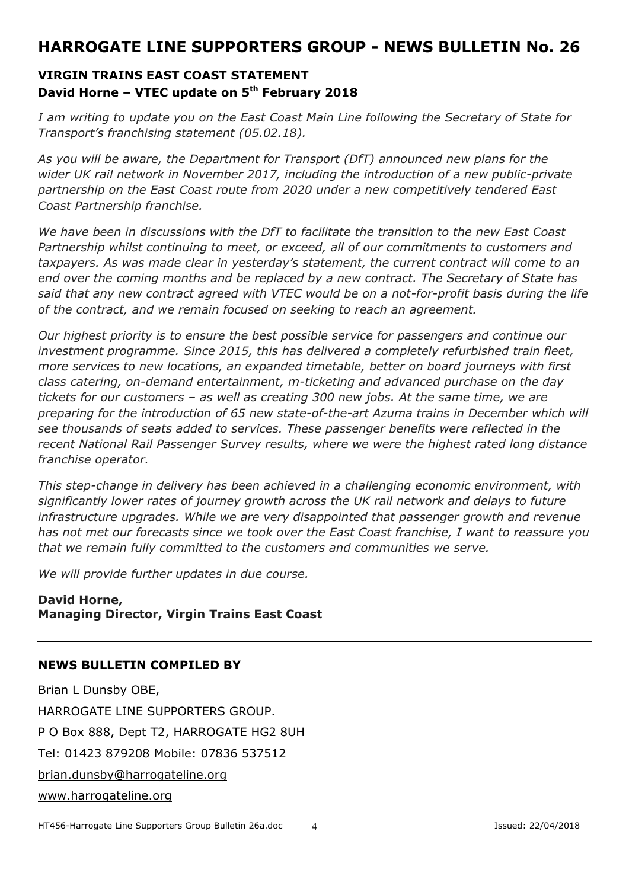# HARROGATE LINE SUPPORTERS GROUP - NEWS BULLETIN No. 26

### VIRGIN TRAINS EAST COAST STATEMENT
### David Horne – VTEC update on 5th February 2018

*I am writing to update you on the East Coast Main Line following the Secretary of State for Transport's franchising statement (05.02.18).*

*As you will be aware, the Department for Transport (DfT) announced new plans for the wider UK rail network in November 2017, including the introduction of a new public-private partnership on the East Coast route from 2020 under a new competitively tendered East Coast Partnership franchise.*

*We have been in discussions with the DfT to facilitate the transition to the new East Coast Partnership whilst continuing to meet, or exceed, all of our commitments to customers and taxpayers. As was made clear in yesterday's statement, the current contract will come to an end over the coming months and be replaced by a new contract. The Secretary of State has said that any new contract agreed with VTEC would be on a not-for-profit basis during the life of the contract, and we remain focused on seeking to reach an agreement.*

*Our highest priority is to ensure the best possible service for passengers and continue our investment programme. Since 2015, this has delivered a completely refurbished train fleet, more services to new locations, an expanded timetable, better on board journeys with first class catering, on-demand entertainment, m-ticketing and advanced purchase on the day tickets for our customers – as well as creating 300 new jobs. At the same time, we are preparing for the introduction of 65 new state-of-the-art Azuma trains in December which will see thousands of seats added to services. These passenger benefits were reflected in the recent National Rail Passenger Survey results, where we were the highest rated long distance franchise operator.*

*This step-change in delivery has been achieved in a challenging economic environment, with significantly lower rates of journey growth across the UK rail network and delays to future infrastructure upgrades. While we are very disappointed that passenger growth and revenue has not met our forecasts since we took over the East Coast franchise, I want to reassure you that we remain fully committed to the customers and communities we serve.*

*We will provide further updates in due course.*

**David Horne,**
**Managing Director, Virgin Trains East Coast**

---

### NEWS BULLETIN COMPILED BY

Brian L Dunsby OBE,

HARROGATE LINE SUPPORTERS GROUP.

P O Box 888, Dept T2, HARROGATE HG2 8UH

Tel: 01423 879208 Mobile: 07836 537512

brian.dunsby@harrogateline.org

www.harrogateline.org